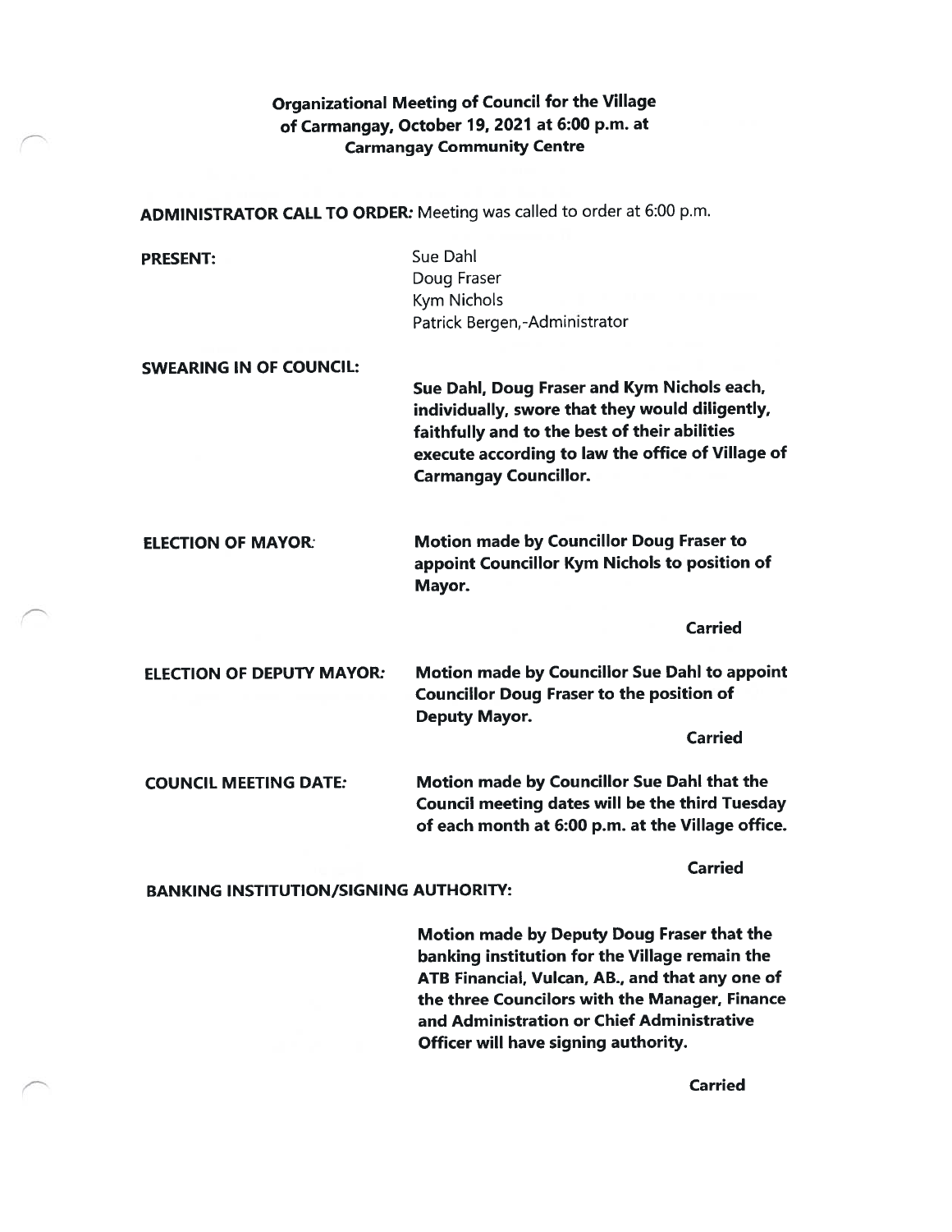## Organizational Meeting of Council for the Village of Carmangay, October 19, 2021 at 6:00 p.m. at Carmangay Community Centre

**ADMINISTRATOR CALL TO ORDER:** Meeting was called to order at 6:00 p.m.

**PRESENT:**

Sue Dahl
Doug Fraser
Kym Nichols
Patrick Bergen,-Administrator

**SWEARING IN OF COUNCIL:**

**Sue Dahl, Doug Fraser and Kym Nichols each, individually, swore that they would diligently, faithfully and to the best of their abilities execute according to law the office of Village of Carmangay Councillor.**

**ELECTION OF MAYOR:**

**Motion made by Councillor Doug Fraser to appoint Councillor Kym Nichols to position of Mayor.**

**Carried**

**ELECTION OF DEPUTY MAYOR:**

**Motion made by Councillor Sue Dahl to appoint Councillor Doug Fraser to the position of Deputy Mayor.**

**Carried**

**COUNCIL MEETING DATE:**

**Motion made by Councillor Sue Dahl that the Council meeting dates will be the third Tuesday of each month at 6:00 p.m. at the Village office.**

**Carried**

**BANKING INSTITUTION/SIGNING AUTHORITY:**

**Motion made by Deputy Doug Fraser that the banking institution for the Village remain the ATB Financial, Vulcan, AB., and that any one of the three Councilors with the Manager, Finance and Administration or Chief Administrative Officer will have signing authority.**

**Carried**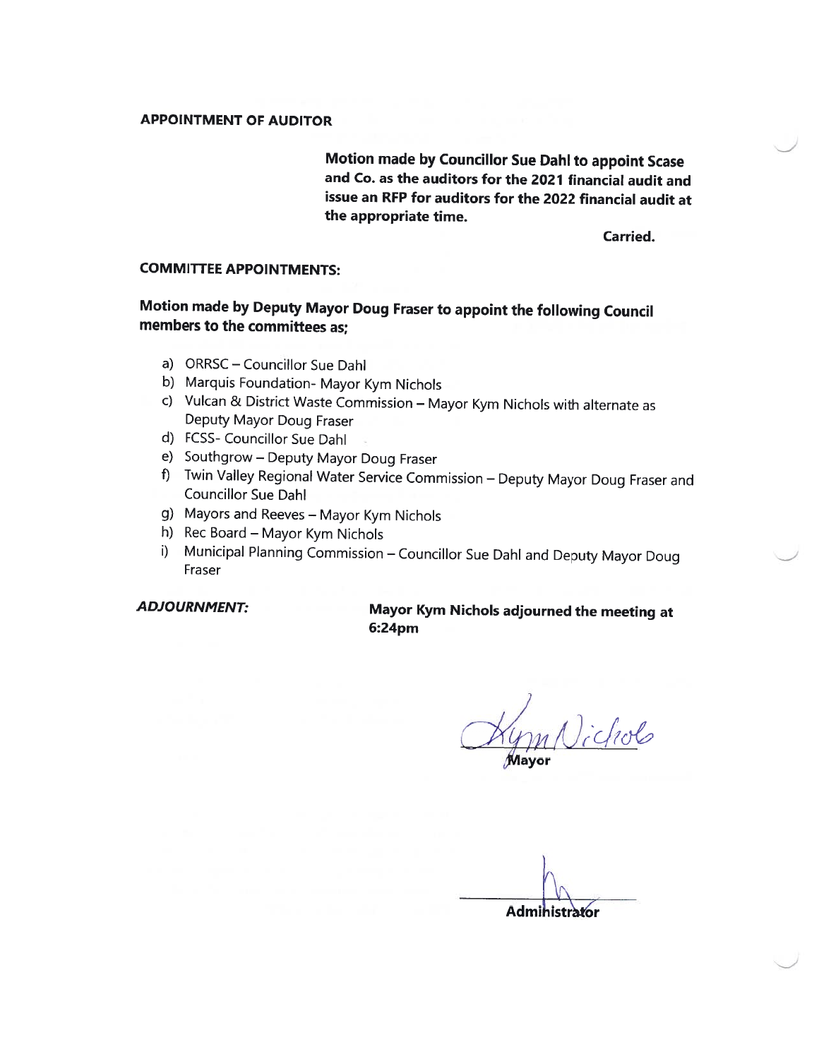**APPOINTMENT OF AUDITOR**

**Motion made by Councillor Sue Dahl to appoint Scase and Co. as the auditors for the 2021 financial audit and issue an RFP for auditors for the 2022 financial audit at the appropriate time.**

**Carried.**

**COMMITTEE APPOINTMENTS:**

**Motion made by Deputy Mayor Doug Fraser to appoint the following Council members to the committees as;**

a) ORRSC – Councillor Sue Dahl
b) Marquis Foundation- Mayor Kym Nichols
c) Vulcan & District Waste Commission – Mayor Kym Nichols with alternate as Deputy Mayor Doug Fraser
d) FCSS- Councillor Sue Dahl
e) Southgrow – Deputy Mayor Doug Fraser
f) Twin Valley Regional Water Service Commission – Deputy Mayor Doug Fraser and Councillor Sue Dahl
g) Mayors and Reeves – Mayor Kym Nichols
h) Rec Board – Mayor Kym Nichols
i) Municipal Planning Commission – Councillor Sue Dahl and Deputy Mayor Doug Fraser

***ADJOURNMENT:*** **Mayor Kym Nichols adjourned the meeting at 6:24pm**

Kym Nichols

**Mayor**

**Administrator**